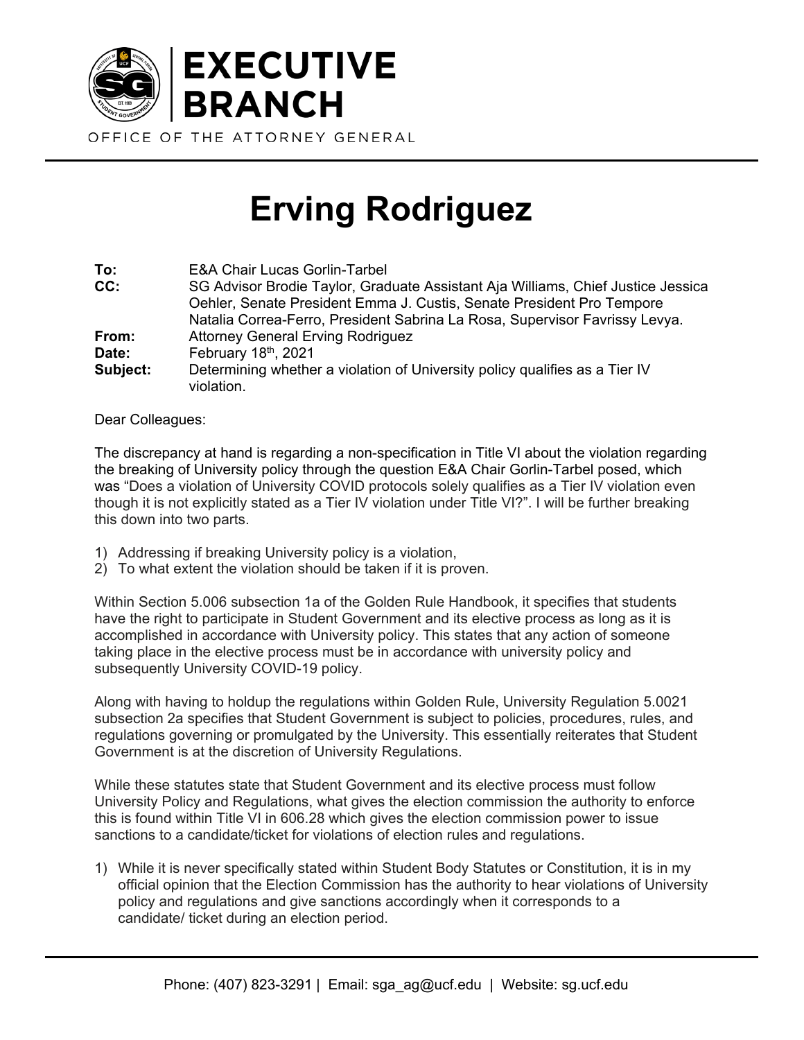EXECUTIVE BRANCH

OFFICE OF THE ATTORNEY GENERAL

# Erving Rodriguez

**To:** E&A Chair Lucas Gorlin-Tarbel
**CC:** SG Advisor Brodie Taylor, Graduate Assistant Aja Williams, Chief Justice Jessica Oehler, Senate President Emma J. Custis, Senate President Pro Tempore Natalia Correa-Ferro, President Sabrina La Rosa, Supervisor Favrissy Levya.
**From:** Attorney General Erving Rodriguez
**Date:** February 18th, 2021
**Subject:** Determining whether a violation of University policy qualifies as a Tier IV violation.

Dear Colleagues:

The discrepancy at hand is regarding a non-specification in Title VI about the violation regarding the breaking of University policy through the question E&A Chair Gorlin-Tarbel posed, which was "Does a violation of University COVID protocols solely qualifies as a Tier IV violation even though it is not explicitly stated as a Tier IV violation under Title VI?". I will be further breaking this down into two parts.

1) Addressing if breaking University policy is a violation,
2) To what extent the violation should be taken if it is proven.

Within Section 5.006 subsection 1a of the Golden Rule Handbook, it specifies that students have the right to participate in Student Government and its elective process as long as it is accomplished in accordance with University policy. This states that any action of someone taking place in the elective process must be in accordance with university policy and subsequently University COVID-19 policy.

Along with having to holdup the regulations within Golden Rule, University Regulation 5.0021 subsection 2a specifies that Student Government is subject to policies, procedures, rules, and regulations governing or promulgated by the University. This essentially reiterates that Student Government is at the discretion of University Regulations.

While these statutes state that Student Government and its elective process must follow University Policy and Regulations, what gives the election commission the authority to enforce this is found within Title VI in 606.28 which gives the election commission power to issue sanctions to a candidate/ticket for violations of election rules and regulations.

1) While it is never specifically stated within Student Body Statutes or Constitution, it is in my official opinion that the Election Commission has the authority to hear violations of University policy and regulations and give sanctions accordingly when it corresponds to a candidate/ ticket during an election period.

Phone: (407) 823-3291 | Email: sga_ag@ucf.edu | Website: sg.ucf.edu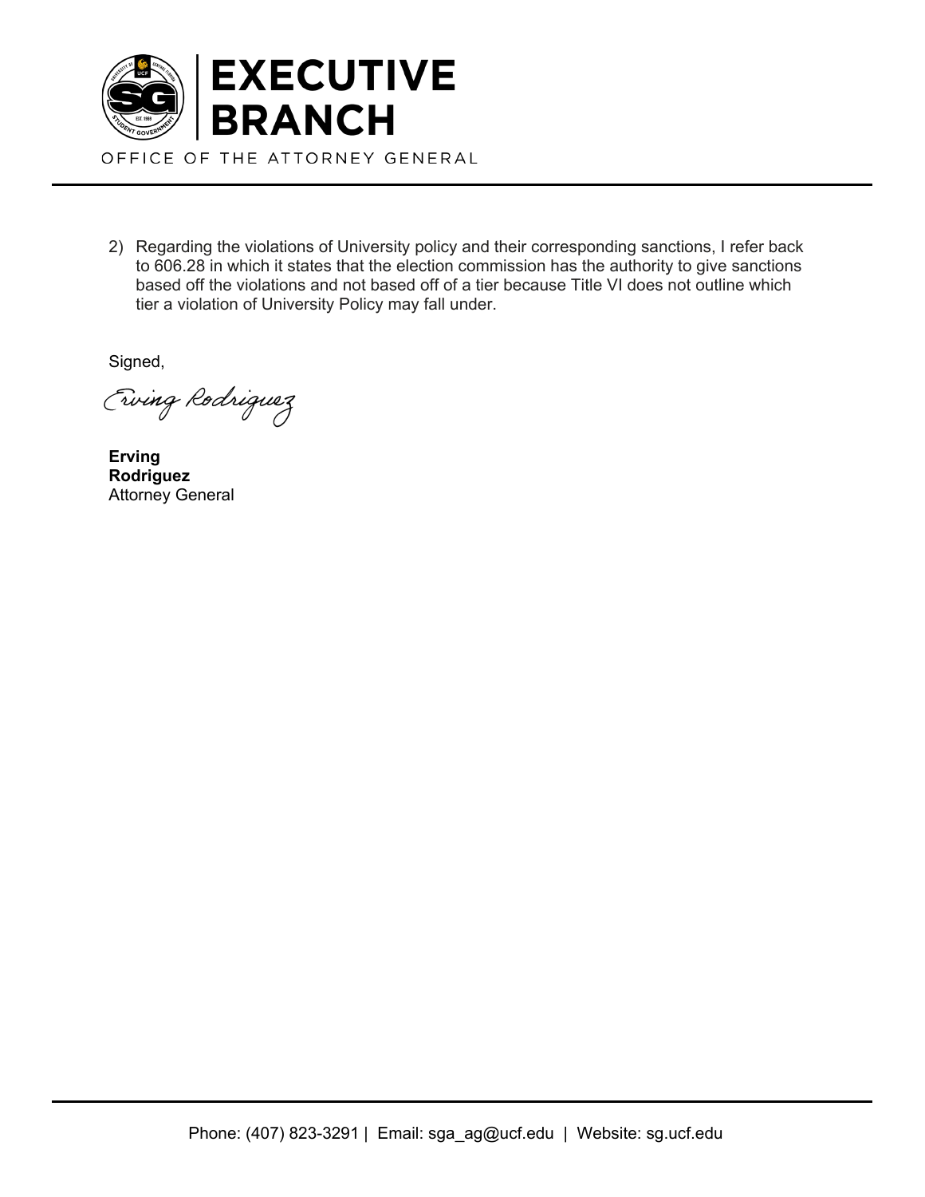2) Regarding the violations of University policy and their corresponding sanctions, I refer back to 606.28 in which it states that the election commission has the authority to give sanctions based off the violations and not based off of a tier because Title VI does not outline which tier a violation of University Policy may fall under.

Signed,

Erving Rodriguez

**Erving Rodriguez**
Attorney General